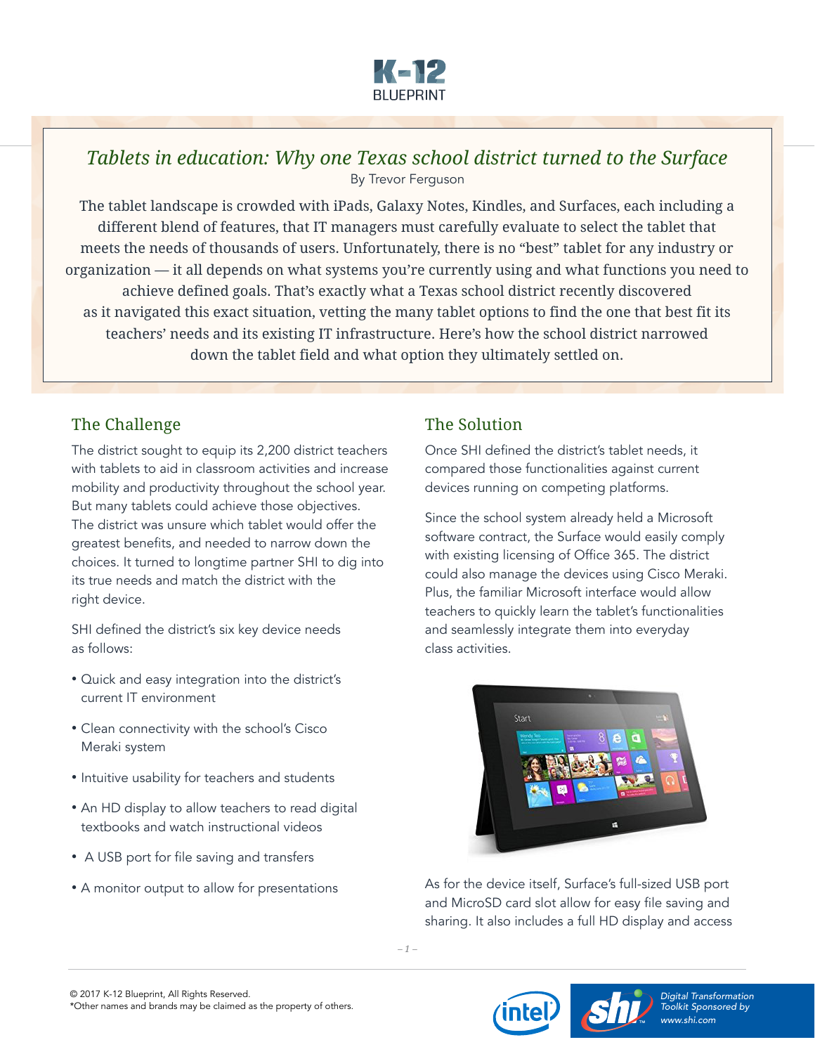K-12 BLUEPRINT

# Tablets in education: Why one Texas school district turned to the Surface

By Trevor Ferguson

The tablet landscape is crowded with iPads, Galaxy Notes, Kindles, and Surfaces, each including a different blend of features, that IT managers must carefully evaluate to select the tablet that meets the needs of thousands of users. Unfortunately, there is no "best" tablet for any industry or organization — it all depends on what systems you're currently using and what functions you need to achieve defined goals. That's exactly what a Texas school district recently discovered as it navigated this exact situation, vetting the many tablet options to find the one that best fit its teachers' needs and its existing IT infrastructure. Here's how the school district narrowed down the tablet field and what option they ultimately settled on.

## The Challenge

The district sought to equip its 2,200 district teachers with tablets to aid in classroom activities and increase mobility and productivity throughout the school year. But many tablets could achieve those objectives. The district was unsure which tablet would offer the greatest benefits, and needed to narrow down the choices. It turned to longtime partner SHI to dig into its true needs and match the district with the right device.

SHI defined the district's six key device needs as follows:

- Quick and easy integration into the district's current IT environment
- Clean connectivity with the school's Cisco Meraki system
- Intuitive usability for teachers and students
- An HD display to allow teachers to read digital textbooks and watch instructional videos
- A USB port for file saving and transfers
- A monitor output to allow for presentations

## The Solution

Once SHI defined the district's tablet needs, it compared those functionalities against current devices running on competing platforms.

Since the school system already held a Microsoft software contract, the Surface would easily comply with existing licensing of Office 365. The district could also manage the devices using Cisco Meraki. Plus, the familiar Microsoft interface would allow teachers to quickly learn the tablet's functionalities and seamlessly integrate them into everyday class activities.

As for the device itself, Surface's full-sized USB port and MicroSD card slot allow for easy file saving and sharing. It also includes a full HD display and access

© 2017 K-12 Blueprint, All Rights Reserved.
*Other names and brands may be claimed as the property of others.

Digital Transformation Toolkit Sponsored by www.shi.com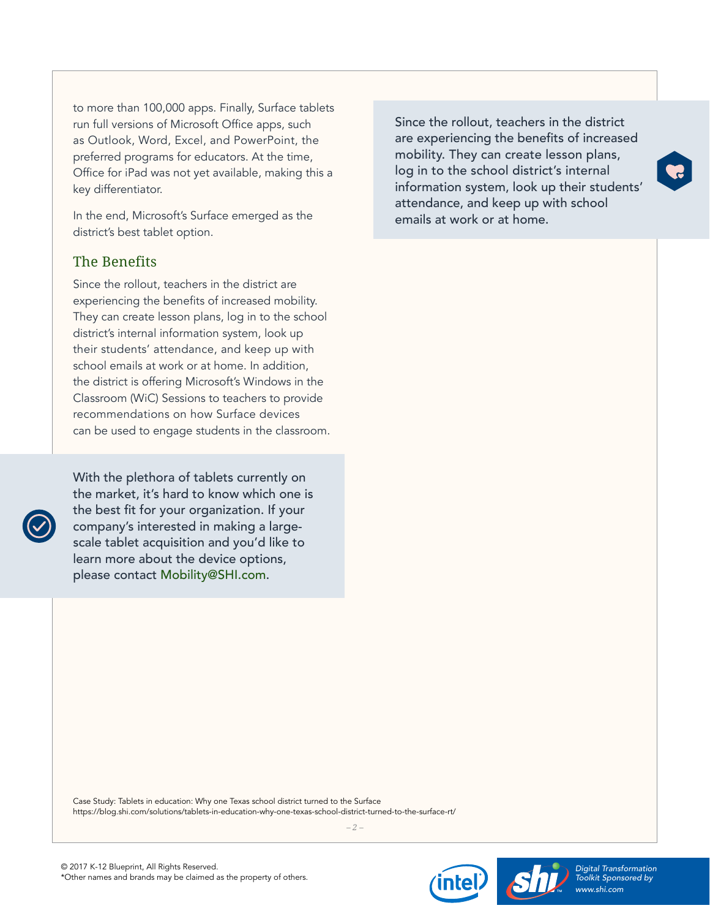to more than 100,000 apps. Finally, Surface tablets run full versions of Microsoft Office apps, such as Outlook, Word, Excel, and PowerPoint, the preferred programs for educators. At the time, Office for iPad was not yet available, making this a key differentiator.

In the end, Microsoft's Surface emerged as the district's best tablet option.

## The Benefits

Since the rollout, teachers in the district are experiencing the benefits of increased mobility. They can create lesson plans, log in to the school district's internal information system, look up their students' attendance, and keep up with school emails at work or at home. In addition, the district is offering Microsoft's Windows in the Classroom (WiC) Sessions to teachers to provide recommendations on how Surface devices can be used to engage students in the classroom.

> With the plethora of tablets currently on the market, it's hard to know which one is the best fit for your organization. If your company's interested in making a large-scale tablet acquisition and you'd like to learn more about the device options, please contact Mobility@SHI.com.

> Since the rollout, teachers in the district are experiencing the benefits of increased mobility. They can create lesson plans, log in to the school district's internal information system, look up their students' attendance, and keep up with school emails at work or at home.

Case Study: Tablets in education: Why one Texas school district turned to the Surface
https://blog.shi.com/solutions/tablets-in-education-why-one-texas-school-district-turned-to-the-surface-rt/

© 2017 K-12 Blueprint, All Rights Reserved.
*Other names and brands may be claimed as the property of others.

Digital Transformation Toolkit Sponsored by www.shi.com